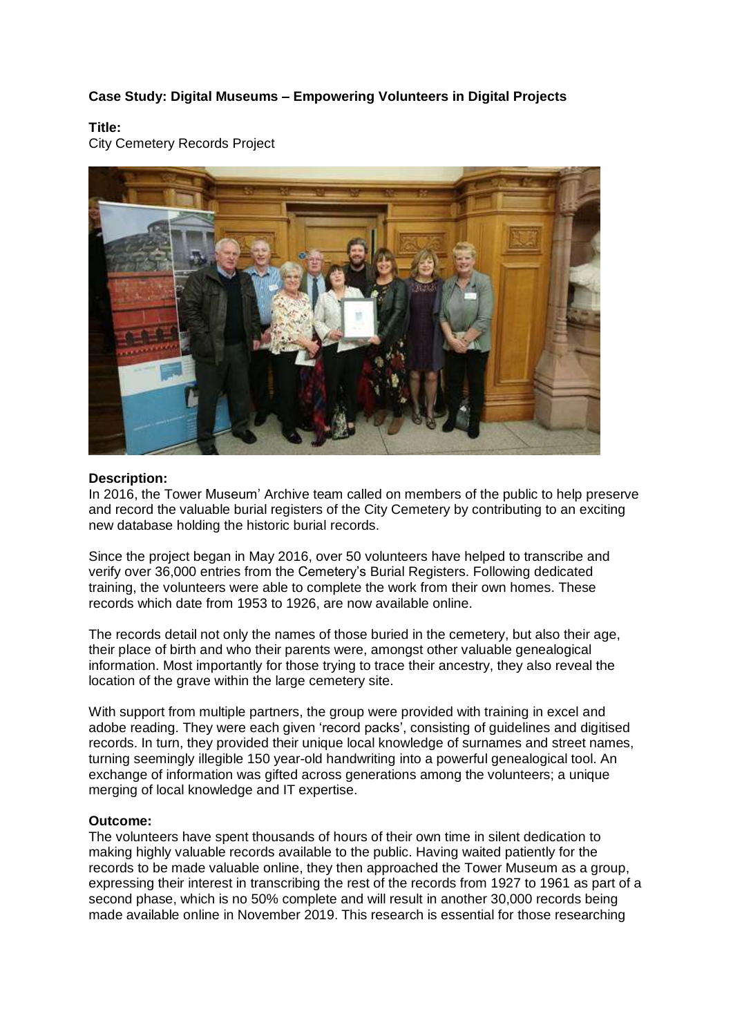**Case Study: Digital Museums – Empowering Volunteers in Digital Projects**

**Title:**
City Cemetery Records Project

**Description:**
In 2016, the Tower Museum' Archive team called on members of the public to help preserve and record the valuable burial registers of the City Cemetery by contributing to an exciting new database holding the historic burial records.

Since the project began in May 2016, over 50 volunteers have helped to transcribe and verify over 36,000 entries from the Cemetery's Burial Registers. Following dedicated training, the volunteers were able to complete the work from their own homes. These records which date from 1953 to 1926, are now available online.

The records detail not only the names of those buried in the cemetery, but also their age, their place of birth and who their parents were, amongst other valuable genealogical information. Most importantly for those trying to trace their ancestry, they also reveal the location of the grave within the large cemetery site.

With support from multiple partners, the group were provided with training in excel and adobe reading. They were each given 'record packs', consisting of guidelines and digitised records. In turn, they provided their unique local knowledge of surnames and street names, turning seemingly illegible 150 year-old handwriting into a powerful genealogical tool. An exchange of information was gifted across generations among the volunteers; a unique merging of local knowledge and IT expertise.

**Outcome:**
The volunteers have spent thousands of hours of their own time in silent dedication to making highly valuable records available to the public. Having waited patiently for the records to be made valuable online, they then approached the Tower Museum as a group, expressing their interest in transcribing the rest of the records from 1927 to 1961 as part of a second phase, which is no 50% complete and will result in another 30,000 records being made available online in November 2019. This research is essential for those researching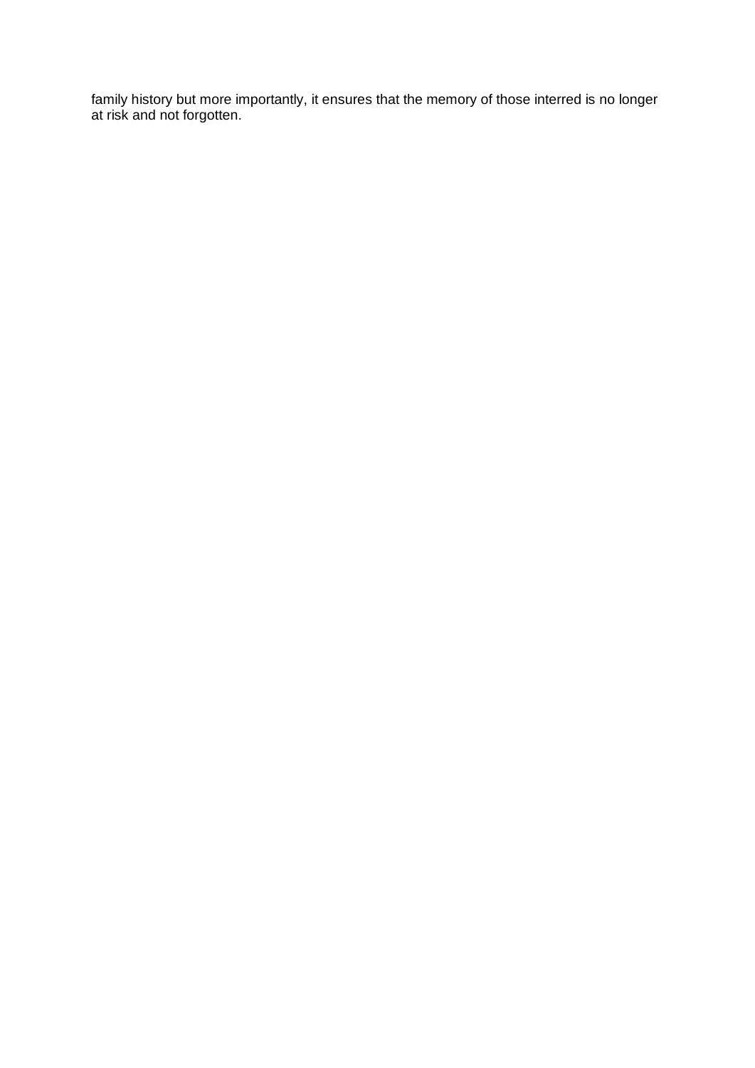family history but more importantly, it ensures that the memory of those interred is no longer at risk and not forgotten.